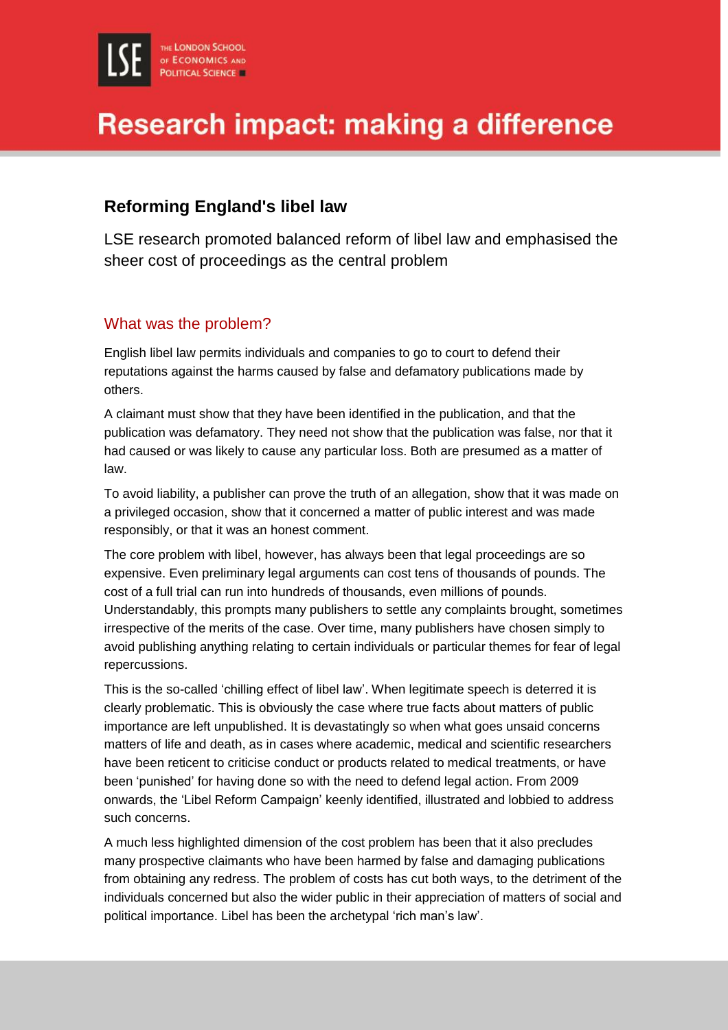# Research impact: making a difference

## Reforming England's libel law

LSE research promoted balanced reform of libel law and emphasised the sheer cost of proceedings as the central problem

### What was the problem?

English libel law permits individuals and companies to go to court to defend their reputations against the harms caused by false and defamatory publications made by others.

A claimant must show that they have been identified in the publication, and that the publication was defamatory. They need not show that the publication was false, nor that it had caused or was likely to cause any particular loss. Both are presumed as a matter of law.

To avoid liability, a publisher can prove the truth of an allegation, show that it was made on a privileged occasion, show that it concerned a matter of public interest and was made responsibly, or that it was an honest comment.

The core problem with libel, however, has always been that legal proceedings are so expensive. Even preliminary legal arguments can cost tens of thousands of pounds. The cost of a full trial can run into hundreds of thousands, even millions of pounds. Understandably, this prompts many publishers to settle any complaints brought, sometimes irrespective of the merits of the case. Over time, many publishers have chosen simply to avoid publishing anything relating to certain individuals or particular themes for fear of legal repercussions.

This is the so-called 'chilling effect of libel law'. When legitimate speech is deterred it is clearly problematic. This is obviously the case where true facts about matters of public importance are left unpublished. It is devastatingly so when what goes unsaid concerns matters of life and death, as in cases where academic, medical and scientific researchers have been reticent to criticise conduct or products related to medical treatments, or have been 'punished' for having done so with the need to defend legal action. From 2009 onwards, the 'Libel Reform Campaign' keenly identified, illustrated and lobbied to address such concerns.

A much less highlighted dimension of the cost problem has been that it also precludes many prospective claimants who have been harmed by false and damaging publications from obtaining any redress. The problem of costs has cut both ways, to the detriment of the individuals concerned but also the wider public in their appreciation of matters of social and political importance. Libel has been the archetypal 'rich man's law'.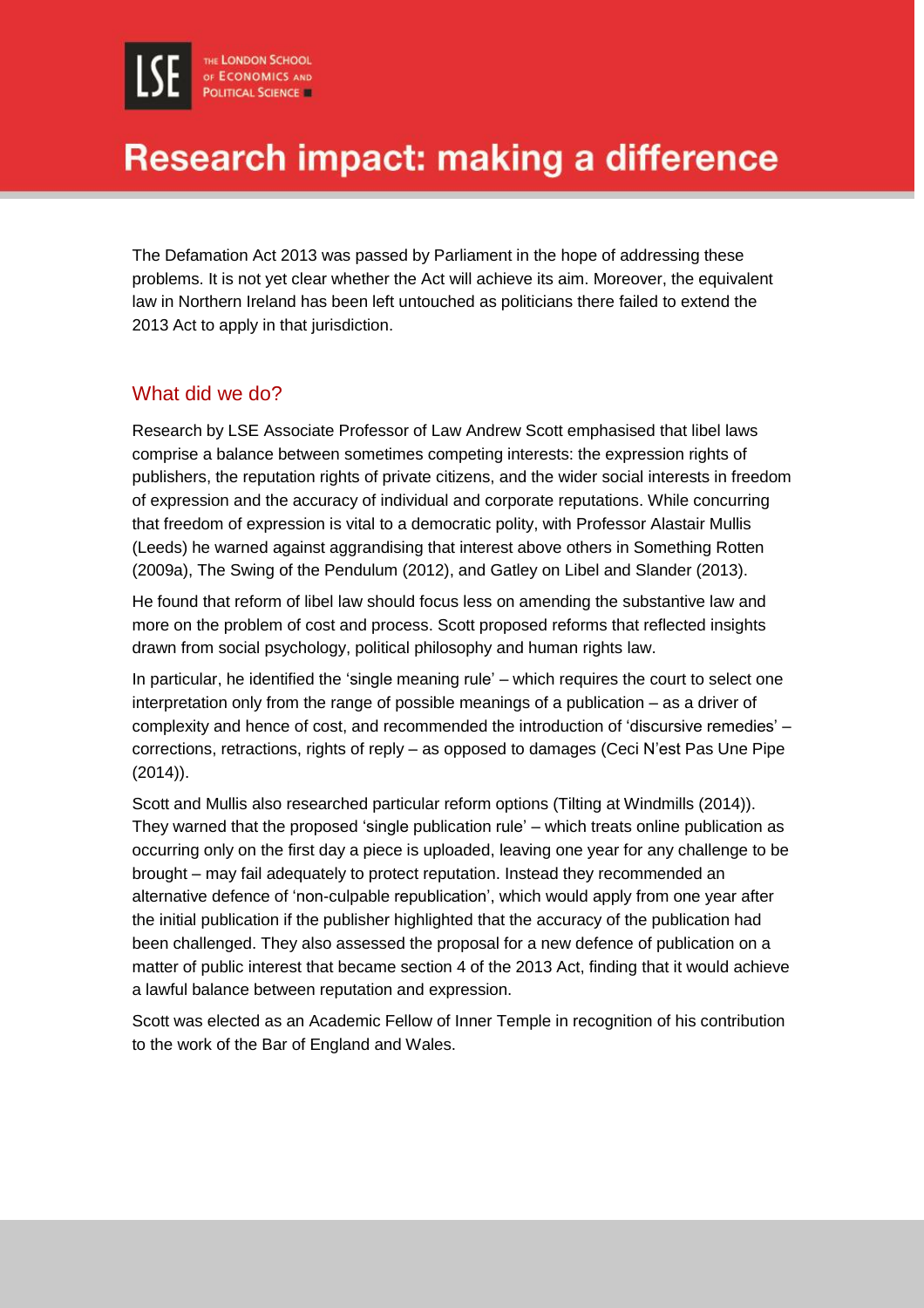The Defamation Act 2013 was passed by Parliament in the hope of addressing these problems. It is not yet clear whether the Act will achieve its aim. Moreover, the equivalent law in Northern Ireland has been left untouched as politicians there failed to extend the 2013 Act to apply in that jurisdiction.

## What did we do?

Research by LSE Associate Professor of Law Andrew Scott emphasised that libel laws comprise a balance between sometimes competing interests: the expression rights of publishers, the reputation rights of private citizens, and the wider social interests in freedom of expression and the accuracy of individual and corporate reputations. While concurring that freedom of expression is vital to a democratic polity, with Professor Alastair Mullis (Leeds) he warned against aggrandising that interest above others in Something Rotten (2009a), The Swing of the Pendulum (2012), and Gatley on Libel and Slander (2013).

He found that reform of libel law should focus less on amending the substantive law and more on the problem of cost and process. Scott proposed reforms that reflected insights drawn from social psychology, political philosophy and human rights law.

In particular, he identified the 'single meaning rule' – which requires the court to select one interpretation only from the range of possible meanings of a publication – as a driver of complexity and hence of cost, and recommended the introduction of 'discursive remedies' – corrections, retractions, rights of reply – as opposed to damages (Ceci N'est Pas Une Pipe (2014)).

Scott and Mullis also researched particular reform options (Tilting at Windmills (2014)). They warned that the proposed 'single publication rule' – which treats online publication as occurring only on the first day a piece is uploaded, leaving one year for any challenge to be brought – may fail adequately to protect reputation. Instead they recommended an alternative defence of 'non-culpable republication', which would apply from one year after the initial publication if the publisher highlighted that the accuracy of the publication had been challenged. They also assessed the proposal for a new defence of publication on a matter of public interest that became section 4 of the 2013 Act, finding that it would achieve a lawful balance between reputation and expression.

Scott was elected as an Academic Fellow of Inner Temple in recognition of his contribution to the work of the Bar of England and Wales.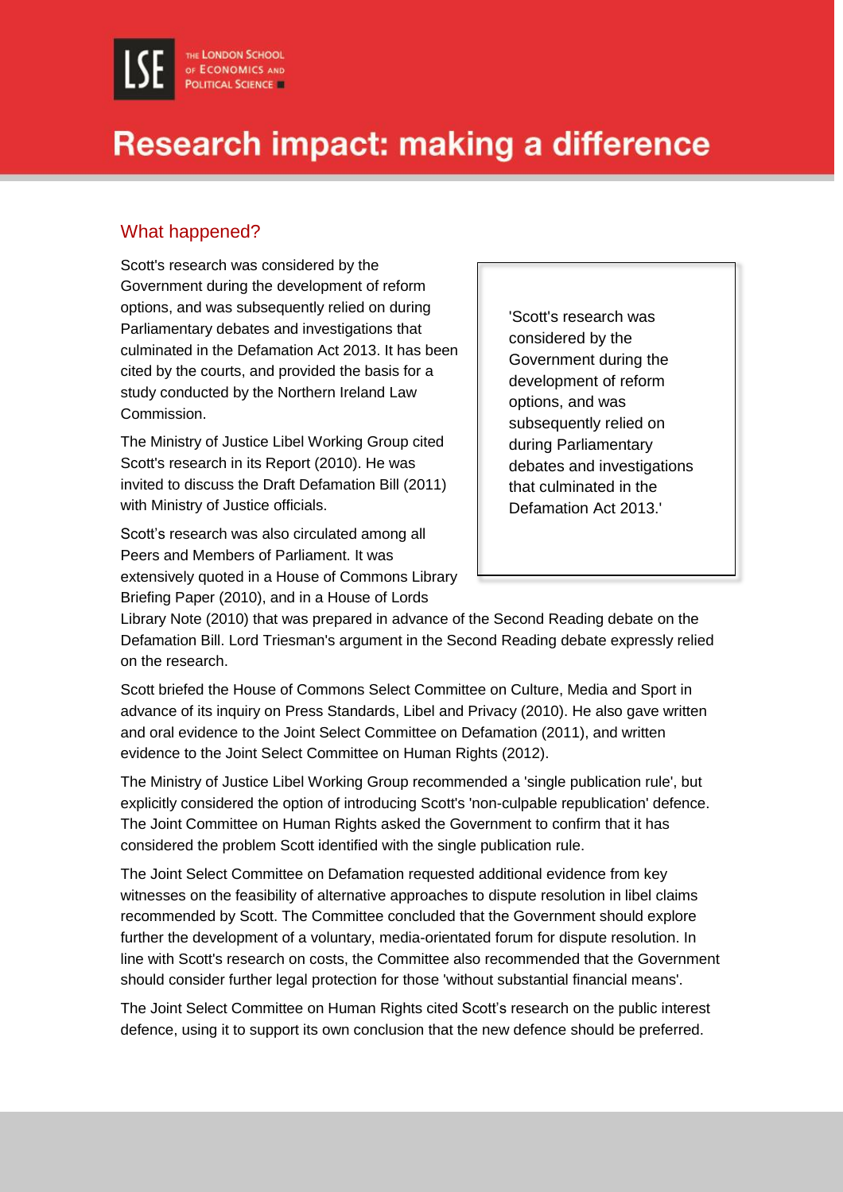## What happened?

Scott's research was considered by the Government during the development of reform options, and was subsequently relied on during Parliamentary debates and investigations that culminated in the Defamation Act 2013. It has been cited by the courts, and provided the basis for a study conducted by the Northern Ireland Law Commission.

> 'Scott's research was considered by the Government during the development of reform options, and was subsequently relied on during Parliamentary debates and investigations that culminated in the Defamation Act 2013.'

The Ministry of Justice Libel Working Group cited Scott's research in its Report (2010). He was invited to discuss the Draft Defamation Bill (2011) with Ministry of Justice officials.

Scott's research was also circulated among all Peers and Members of Parliament. It was extensively quoted in a House of Commons Library Briefing Paper (2010), and in a House of Lords Library Note (2010) that was prepared in advance of the Second Reading debate on the Defamation Bill. Lord Triesman's argument in the Second Reading debate expressly relied on the research.

Scott briefed the House of Commons Select Committee on Culture, Media and Sport in advance of its inquiry on Press Standards, Libel and Privacy (2010). He also gave written and oral evidence to the Joint Select Committee on Defamation (2011), and written evidence to the Joint Select Committee on Human Rights (2012).

The Ministry of Justice Libel Working Group recommended a 'single publication rule', but explicitly considered the option of introducing Scott's 'non-culpable republication' defence. The Joint Committee on Human Rights asked the Government to confirm that it has considered the problem Scott identified with the single publication rule.

The Joint Select Committee on Defamation requested additional evidence from key witnesses on the feasibility of alternative approaches to dispute resolution in libel claims recommended by Scott. The Committee concluded that the Government should explore further the development of a voluntary, media-orientated forum for dispute resolution. In line with Scott's research on costs, the Committee also recommended that the Government should consider further legal protection for those 'without substantial financial means'.

The Joint Select Committee on Human Rights cited Scott's research on the public interest defence, using it to support its own conclusion that the new defence should be preferred.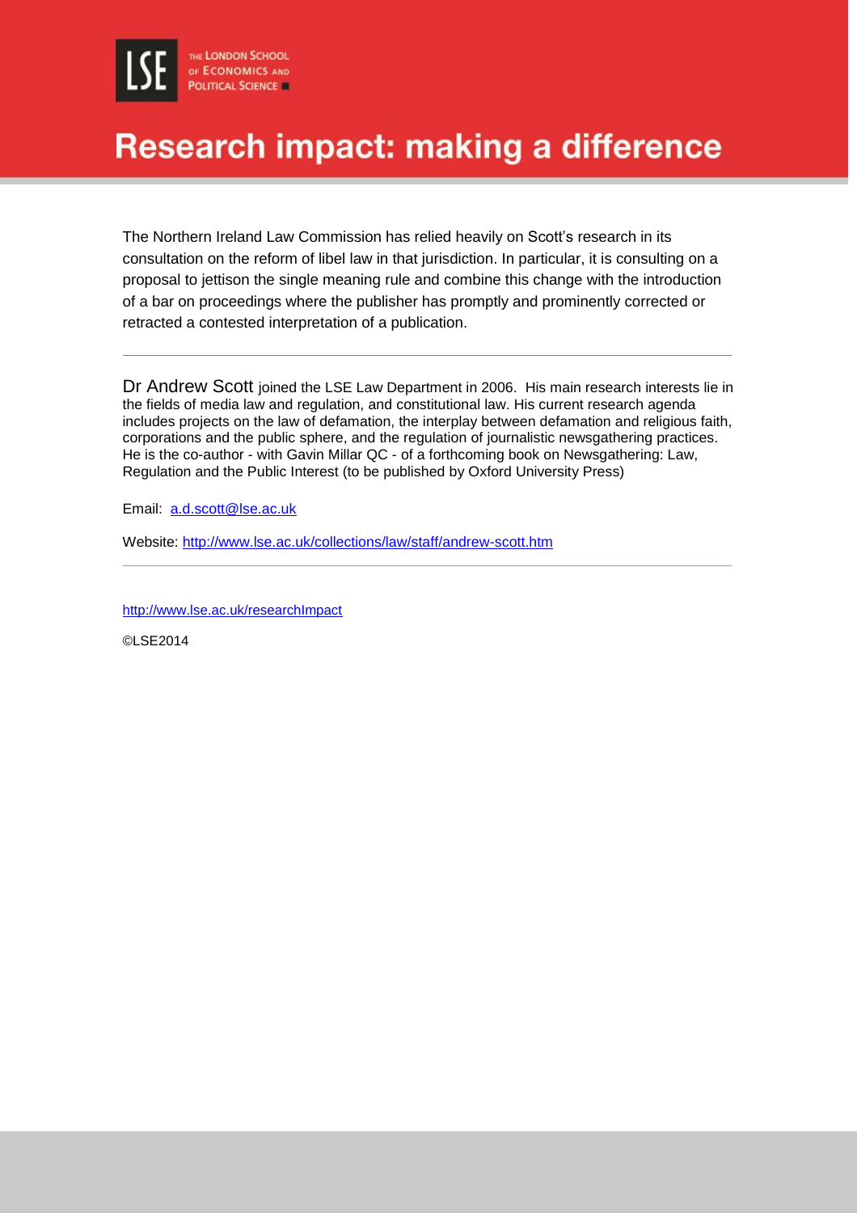The Northern Ireland Law Commission has relied heavily on Scott's research in its consultation on the reform of libel law in that jurisdiction. In particular, it is consulting on a proposal to jettison the single meaning rule and combine this change with the introduction of a bar on proceedings where the publisher has promptly and prominently corrected or retracted a contested interpretation of a publication.

---

Dr Andrew Scott joined the LSE Law Department in 2006. His main research interests lie in the fields of media law and regulation, and constitutional law. His current research agenda includes projects on the law of defamation, the interplay between defamation and religious faith, corporations and the public sphere, and the regulation of journalistic newsgathering practices. He is the co-author - with Gavin Millar QC - of a forthcoming book on Newsgathering: Law, Regulation and the Public Interest (to be published by Oxford University Press)

Email: a.d.scott@lse.ac.uk

Website: http://www.lse.ac.uk/collections/law/staff/andrew-scott.htm

---

http://www.lse.ac.uk/researchImpact

©LSE2014